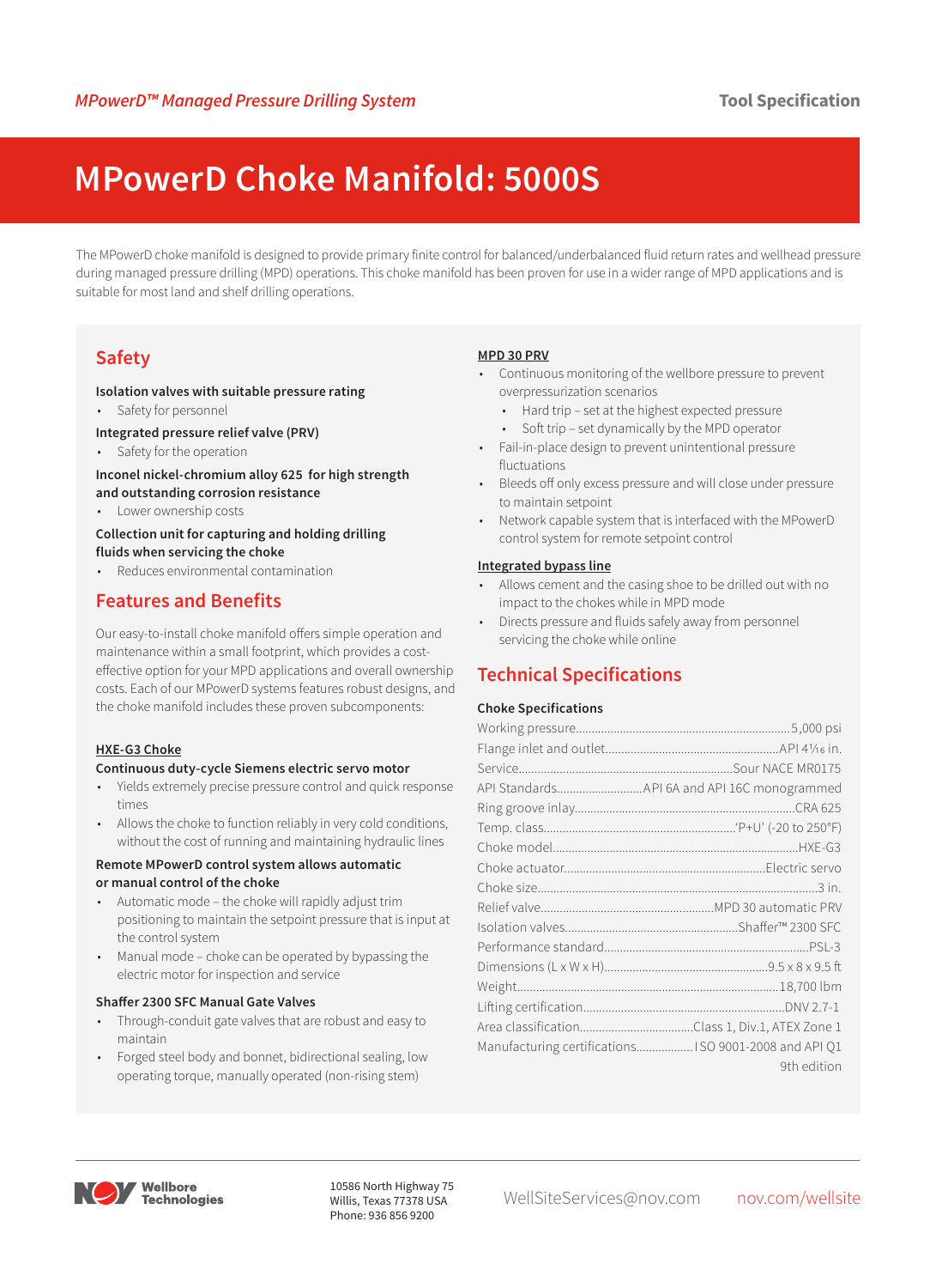*MPowerD™ Managed Pressure Drilling System*

**Tool Specification**

# MPowerD Choke Manifold: 5000S

The MPowerD choke manifold is designed to provide primary finite control for balanced/underbalanced fluid return rates and wellhead pressure during managed pressure drilling (MPD) operations. This choke manifold has been proven for use in a wider range of MPD applications and is suitable for most land and shelf drilling operations.

## Safety

**Isolation valves with suitable pressure rating**

- Safety for personnel

**Integrated pressure relief valve (PRV)**

- Safety for the operation

**Inconel nickel-chromium alloy 625 for high strength and outstanding corrosion resistance**

- Lower ownership costs

**Collection unit for capturing and holding drilling fluids when servicing the choke**

- Reduces environmental contamination

## Features and Benefits

Our easy-to-install choke manifold offers simple operation and maintenance within a small footprint, which provides a cost-effective option for your MPD applications and overall ownership costs. Each of our MPowerD systems features robust designs, and the choke manifold includes these proven subcomponents:

### HXE-G3 Choke

**Continuous duty-cycle Siemens electric servo motor**

- Yields extremely precise pressure control and quick response times
- Allows the choke to function reliably in very cold conditions, without the cost of running and maintaining hydraulic lines

**Remote MPowerD control system allows automatic or manual control of the choke**

- Automatic mode – the choke will rapidly adjust trim positioning to maintain the setpoint pressure that is input at the control system
- Manual mode – choke can be operated by bypassing the electric motor for inspection and service

**Shaffer 2300 SFC Manual Gate Valves**

- Through-conduit gate valves that are robust and easy to maintain
- Forged steel body and bonnet, bidirectional sealing, low operating torque, manually operated (non-rising stem)

### MPD 30 PRV

- Continuous monitoring of the wellbore pressure to prevent overpressurization scenarios
    - Hard trip – set at the highest expected pressure
    - Soft trip – set dynamically by the MPD operator
- Fail-in-place design to prevent unintentional pressure fluctuations
- Bleeds off only excess pressure and will close under pressure to maintain setpoint
- Network capable system that is interfaced with the MPowerD control system for remote setpoint control

### Integrated bypass line

- Allows cement and the casing shoe to be drilled out with no impact to the chokes while in MPD mode
- Directs pressure and fluids safely away from personnel servicing the choke while online

## Technical Specifications

**Choke Specifications**

| Specification | Value |
|---|---|
| Working pressure | 5,000 psi |
| Flange inlet and outlet | API 4¹⁄₁₆ in. |
| Service | Sour NACE MR0175 |
| API Standards | API 6A and API 16C monogrammed |
| Ring groove inlay | CRA 625 |
| Temp. class | 'P+U' (-20 to 250°F) |
| Choke model | HXE-G3 |
| Choke actuator | Electric servo |
| Choke size | 3 in. |
| Relief valve | MPD 30 automatic PRV |
| Isolation valves | Shaffer™ 2300 SFC |
| Performance standard | PSL-3 |
| Dimensions (L x W x H) | 9.5 x 8 x 9.5 ft |
| Weight | 18,700 lbm |
| Lifting certification | DNV 2.7-1 |
| Area classification | Class 1, Div.1, ATEX Zone 1 |
| Manufacturing certifications | ISO 9001-2008 and API Q1 9th edition |

Wellbore Technologies

10586 North Highway 75
Willis, Texas 77378 USA
Phone: 936 856 9200

WellSiteServices@nov.com

nov.com/wellsite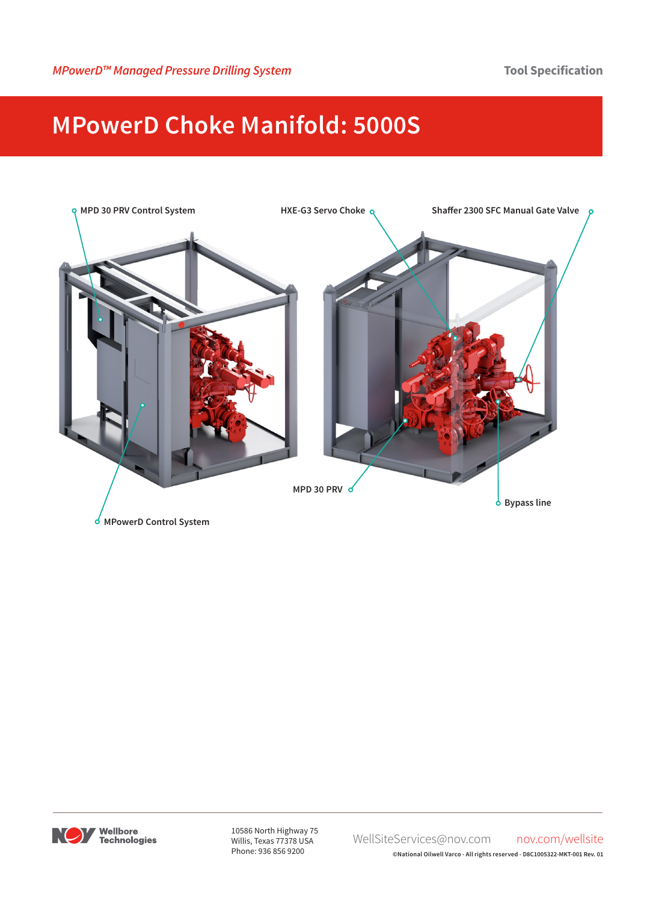*MPowerD™ Managed Pressure Drilling System*

Tool Specification

# MPowerD Choke Manifold: 5000S

MPD 30 PRV Control System

HXE-G3 Servo Choke

Shaffer 2300 SFC Manual Gate Valve

MPD 30 PRV

Bypass line

MPowerD Control System

Wellbore Technologies

10586 North Highway 75
Willis, Texas 77378 USA
Phone: 936 856 9200

WellSiteServices@nov.com

nov.com/wellsite

©National Oilwell Varco - All rights reserved - D8C1005322-MKT-001 Rev. 01